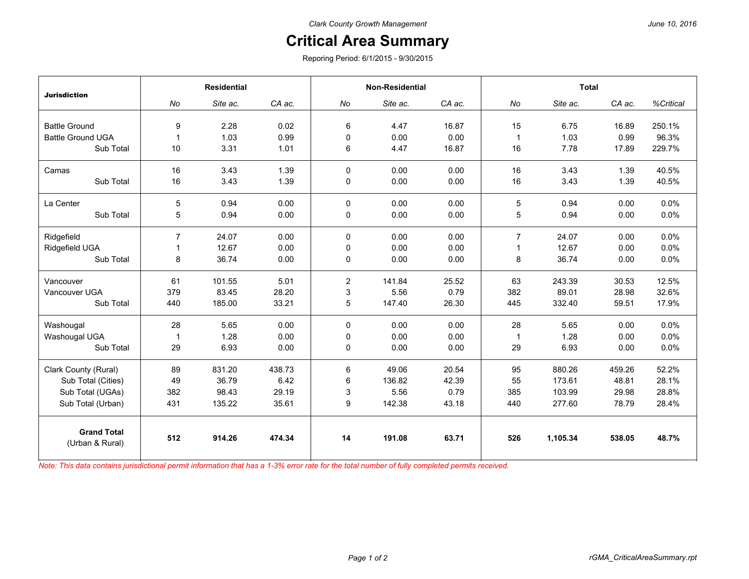Clark County Growth Management

June 10, 2016

# Critical Area Summary

Reporing Period: 6/1/2015 - 9/30/2015

| Jurisdiction | Residential | | | Non-Residential | | | Total | | | |
|---|---|---|---|---|---|---|---|---|---|---|
| | No | Site ac. | CA ac. | No | Site ac. | CA ac. | No | Site ac. | CA ac. | %Critical |
| Battle Ground | 9 | 2.28 | 0.02 | 6 | 4.47 | 16.87 | 15 | 6.75 | 16.89 | 250.1% |
| Battle Ground UGA | 1 | 1.03 | 0.99 | 0 | 0.00 | 0.00 | 1 | 1.03 | 0.99 | 96.3% |
| Sub Total | 10 | 3.31 | 1.01 | 6 | 4.47 | 16.87 | 16 | 7.78 | 17.89 | 229.7% |
| Camas | 16 | 3.43 | 1.39 | 0 | 0.00 | 0.00 | 16 | 3.43 | 1.39 | 40.5% |
| Sub Total | 16 | 3.43 | 1.39 | 0 | 0.00 | 0.00 | 16 | 3.43 | 1.39 | 40.5% |
| La Center | 5 | 0.94 | 0.00 | 0 | 0.00 | 0.00 | 5 | 0.94 | 0.00 | 0.0% |
| Sub Total | 5 | 0.94 | 0.00 | 0 | 0.00 | 0.00 | 5 | 0.94 | 0.00 | 0.0% |
| Ridgefield | 7 | 24.07 | 0.00 | 0 | 0.00 | 0.00 | 7 | 24.07 | 0.00 | 0.0% |
| Ridgefield UGA | 1 | 12.67 | 0.00 | 0 | 0.00 | 0.00 | 1 | 12.67 | 0.00 | 0.0% |
| Sub Total | 8 | 36.74 | 0.00 | 0 | 0.00 | 0.00 | 8 | 36.74 | 0.00 | 0.0% |
| Vancouver | 61 | 101.55 | 5.01 | 2 | 141.84 | 25.52 | 63 | 243.39 | 30.53 | 12.5% |
| Vancouver UGA | 379 | 83.45 | 28.20 | 3 | 5.56 | 0.79 | 382 | 89.01 | 28.98 | 32.6% |
| Sub Total | 440 | 185.00 | 33.21 | 5 | 147.40 | 26.30 | 445 | 332.40 | 59.51 | 17.9% |
| Washougal | 28 | 5.65 | 0.00 | 0 | 0.00 | 0.00 | 28 | 5.65 | 0.00 | 0.0% |
| Washougal UGA | 1 | 1.28 | 0.00 | 0 | 0.00 | 0.00 | 1 | 1.28 | 0.00 | 0.0% |
| Sub Total | 29 | 6.93 | 0.00 | 0 | 0.00 | 0.00 | 29 | 6.93 | 0.00 | 0.0% |
| Clark County (Rural) | 89 | 831.20 | 438.73 | 6 | 49.06 | 20.54 | 95 | 880.26 | 459.26 | 52.2% |
| Sub Total (Cities) | 49 | 36.79 | 6.42 | 6 | 136.82 | 42.39 | 55 | 173.61 | 48.81 | 28.1% |
| Sub Total (UGAs) | 382 | 98.43 | 29.19 | 3 | 5.56 | 0.79 | 385 | 103.99 | 29.98 | 28.8% |
| Sub Total (Urban) | 431 | 135.22 | 35.61 | 9 | 142.38 | 43.18 | 440 | 277.60 | 78.79 | 28.4% |
| **Grand Total** (Urban & Rural) | **512** | **914.26** | **474.34** | **14** | **191.08** | **63.71** | **526** | **1,105.34** | **538.05** | **48.7%** |

*Note: This data contains jurisdictional permit information that has a 1-3% error rate for the total number of fully completed permits received.*

rGMA_CriticalAreaSummary.rpt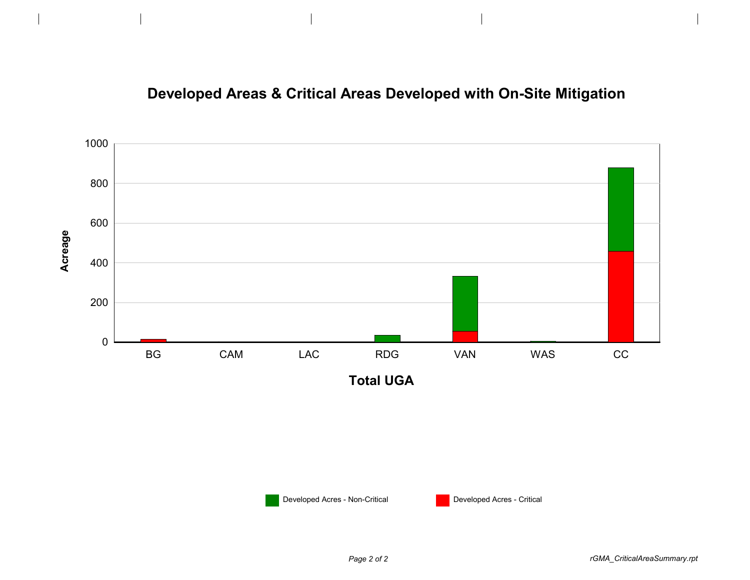## Developed Areas & Critical Areas Developed with On-Site Mitigation

Acreage

1000
800
600
400
200
0

BG
CAM
LAC
RDG
VAN
WAS
CC

**Total UGA**

Developed Acres - Non-Critical

Developed Acres - Critical

*rGMA_CriticalAreaSummary.rpt*